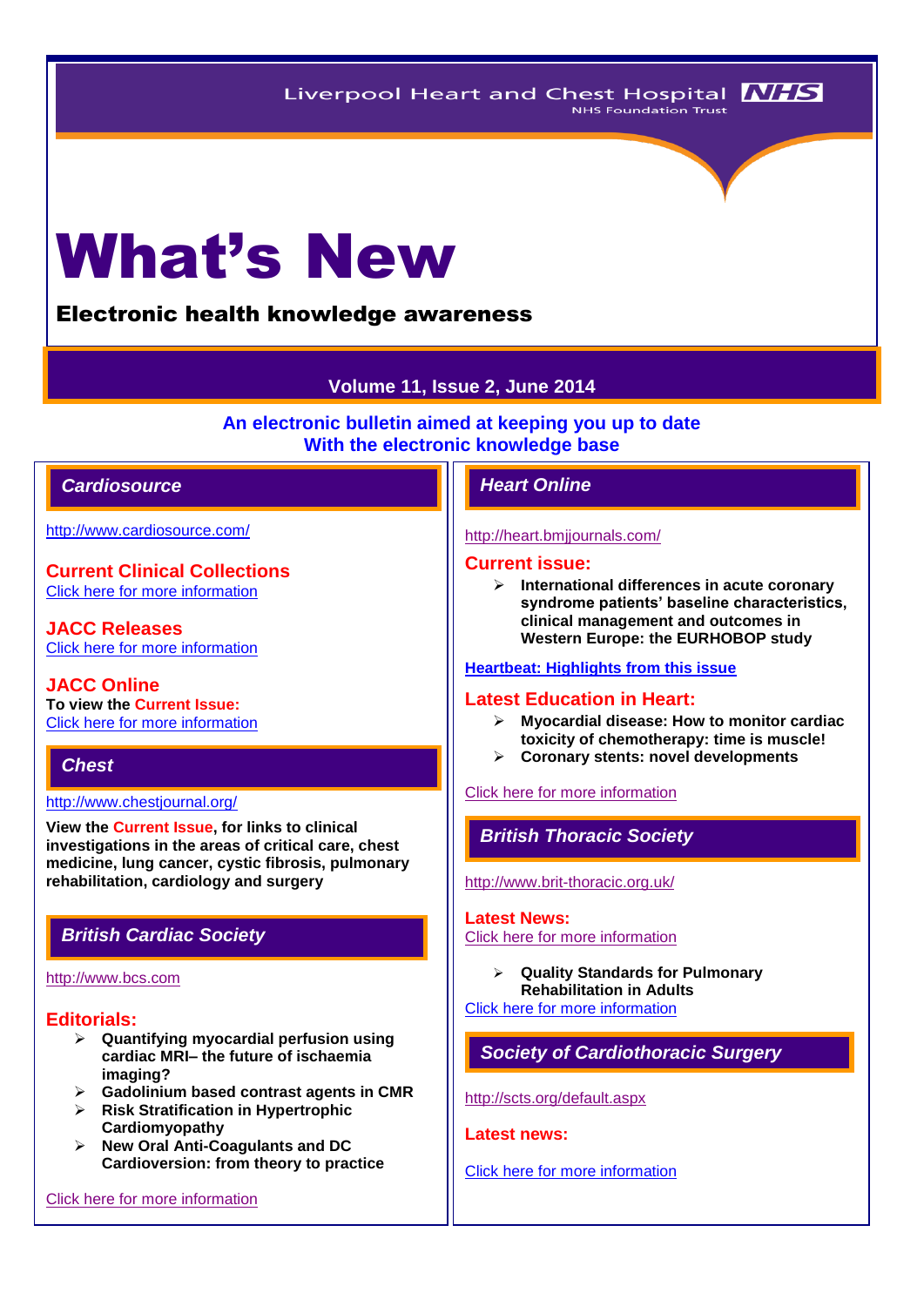Liverpool Heart and Chest Hospital NHS Foundation Trust

# What's New

**Electronic health knowledge awareness**

**Volume 11, Issue 2, June 2014**

**An electronic bulletin aimed at keeping you up to date With the electronic knowledge base**

## Cardiosource

http://www.cardiosource.com/

### Current Clinical Collections

Click here for more information

### JACC Releases

Click here for more information

### JACC Online

**To view the Current Issue:**

Click here for more information

## Chest

http://www.chestjournal.org/

**View the Current Issue, for links to clinical investigations in the areas of critical care, chest medicine, lung cancer, cystic fibrosis, pulmonary rehabilitation, cardiology and surgery**

## British Cardiac Society

http://www.bcs.com

### Editorials:

- **Quantifying myocardial perfusion using cardiac MRI– the future of ischaemia imaging?**
- **Gadolinium based contrast agents in CMR**
- **Risk Stratification in Hypertrophic Cardiomyopathy**
- **New Oral Anti-Coagulants and DC Cardioversion: from theory to practice**

Click here for more information

## Heart Online

http://heart.bmjjournals.com/

### Current issue:

- **International differences in acute coronary syndrome patients' baseline characteristics, clinical management and outcomes in Western Europe: the EURHOBOP study**

**Heartbeat: Highlights from this issue**

### Latest Education in Heart:

- **Myocardial disease: How to monitor cardiac toxicity of chemotherapy: time is muscle!**
- **Coronary stents: novel developments**

Click here for more information

## British Thoracic Society

http://www.brit-thoracic.org.uk/

### Latest News:

Click here for more information

- **Quality Standards for Pulmonary Rehabilitation in Adults**

Click here for more information

## Society of Cardiothoracic Surgery

http://scts.org/default.aspx

### Latest news:

Click here for more information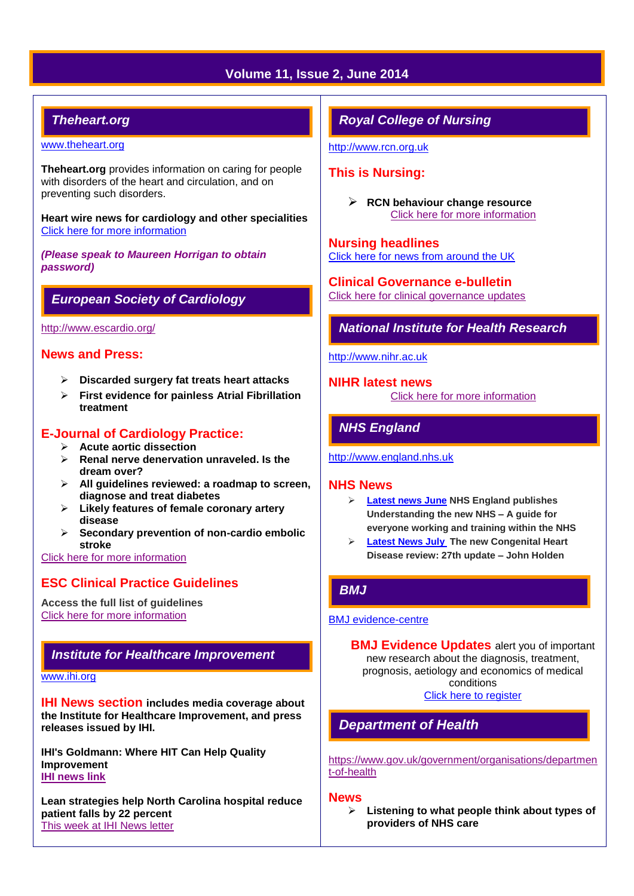# Volume 11, Issue 2, June 2014

## *Theheart.org*

www.theheart.org

**Theheart.org** provides information on caring for people with disorders of the heart and circulation, and on preventing such disorders.

**Heart wire news for cardiology and other specialities**
Click here for more information

***(Please speak to Maureen Horrigan to obtain password)***

## *European Society of Cardiology*

http://www.escardio.org/

### News and Press:

- **Discarded surgery fat treats heart attacks**
- **First evidence for painless Atrial Fibrillation treatment**

### E-Journal of Cardiology Practice:

- **Acute aortic dissection**
- **Renal nerve denervation unraveled. Is the dream over?**
- **All guidelines reviewed: a roadmap to screen, diagnose and treat diabetes**
- **Likely features of female coronary artery disease**
- **Secondary prevention of non-cardio embolic stroke**

Click here for more information

### ESC Clinical Practice Guidelines

**Access the full list of guidelines**
Click here for more information

## *Institute for Healthcare Improvement*

www.ihi.org

**IHI News section includes media coverage about the Institute for Healthcare Improvement, and press releases issued by IHI.**

**IHI's Goldmann: Where HIT Can Help Quality Improvement**
**IHI news link**

**Lean strategies help North Carolina hospital reduce patient falls by 22 percent**
This week at IHI News letter

## *Royal College of Nursing*

http://www.rcn.org.uk

### This is Nursing:

- **RCN behaviour change resource**
  Click here for more information

### Nursing headlines

Click here for news from around the UK

### Clinical Governance e-bulletin

Click here for clinical governance updates

## *National Institute for Health Research*

http://www.nihr.ac.uk

### NIHR latest news

Click here for more information

## *NHS England*

http://www.england.nhs.uk

### NHS News

- **Latest news June NHS England publishes Understanding the new NHS – A guide for everyone working and training within the NHS**
- **Latest News July The new Congenital Heart Disease review: 27th update – John Holden**

## *BMJ*

BMJ evidence-centre

**BMJ Evidence Updates** alert you of important new research about the diagnosis, treatment, prognosis, aetiology and economics of medical conditions
Click here to register

## *Department of Health*

https://www.gov.uk/government/organisations/department-of-health

### News

- **Listening to what people think about types of providers of NHS care**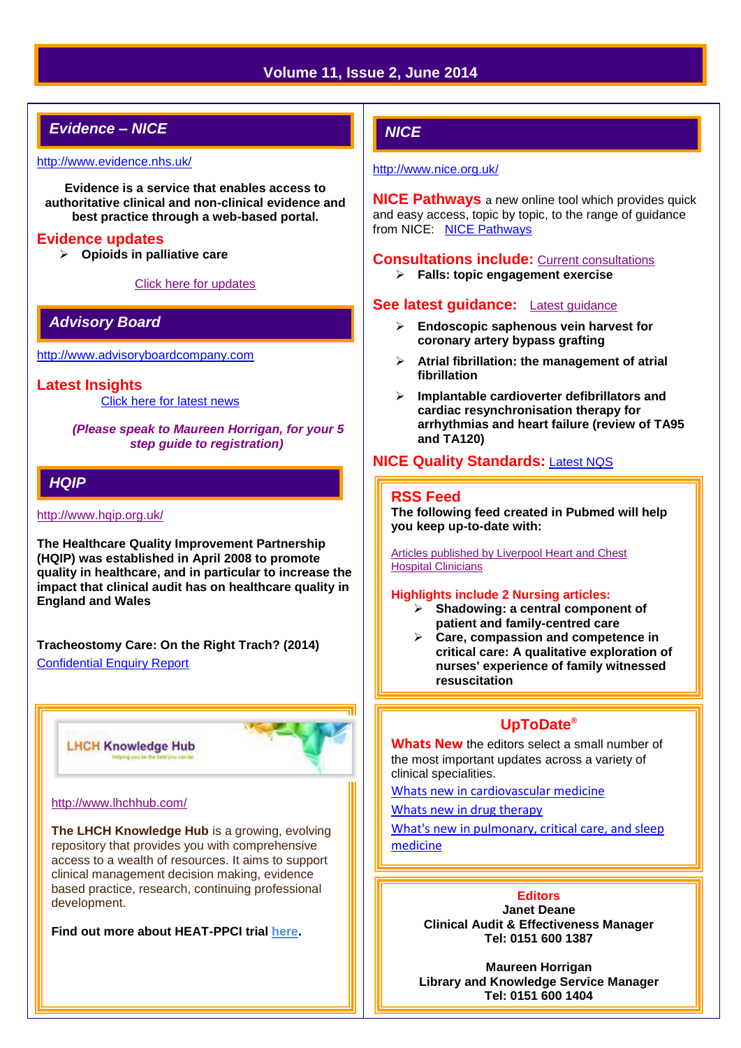Volume 11, Issue 2, June 2014

## Evidence – NICE

http://www.evidence.nhs.uk/

**Evidence is a service that enables access to authoritative clinical and non-clinical evidence and best practice through a web-based portal.**

### Evidence updates

- **Opioids in palliative care**

Click here for updates

## Advisory Board

http://www.advisoryboardcompany.com

### Latest Insights

Click here for latest news

***(Please speak to Maureen Horrigan, for your 5 step guide to registration)***

## HQIP

http://www.hqip.org.uk/

**The Healthcare Quality Improvement Partnership (HQIP) was established in April 2008 to promote quality in healthcare, and in particular to increase the impact that clinical audit has on healthcare quality in England and Wales**

**Tracheostomy Care: On the Right Trach? (2014)**
Confidential Enquiry Report

LHCH Knowledge Hub
Helping you be the best you can be

http://www.lhchhub.com/

**The LHCH Knowledge Hub** is a growing, evolving repository that provides you with comprehensive access to a wealth of resources. It aims to support clinical management decision making, evidence based practice, research, continuing professional development.

**Find out more about HEAT-PPCI trial here.**

## NICE

http://www.nice.org.uk/

**NICE Pathways** a new online tool which provides quick and easy access, topic by topic, to the range of guidance from NICE: NICE Pathways

**Consultations include:** Current consultations

- **Falls: topic engagement exercise**

**See latest guidance:** Latest guidance

- **Endoscopic saphenous vein harvest for coronary artery bypass grafting**
- **Atrial fibrillation: the management of atrial fibrillation**
- **Implantable cardioverter defibrillators and cardiac resynchronisation therapy for arrhythmias and heart failure (review of TA95 and TA120)**

**NICE Quality Standards:** Latest NQS

### RSS Feed

**The following feed created in Pubmed will help you keep up-to-date with:**

Articles published by Liverpool Heart and Chest Hospital Clinicians

**Highlights include 2 Nursing articles:**

- **Shadowing: a central component of patient and family-centred care**
- **Care, compassion and competence in critical care: A qualitative exploration of nurses' experience of family witnessed resuscitation**

### UpToDate®

**Whats New** the editors select a small number of the most important updates across a variety of clinical specialities.

Whats new in cardiovascular medicine

Whats new in drug therapy

What's new in pulmonary, critical care, and sleep medicine

**Editors**

**Janet Deane**
**Clinical Audit & Effectiveness Manager**
**Tel: 0151 600 1387**

**Maureen Horrigan**
**Library and Knowledge Service Manager**
**Tel: 0151 600 1404**